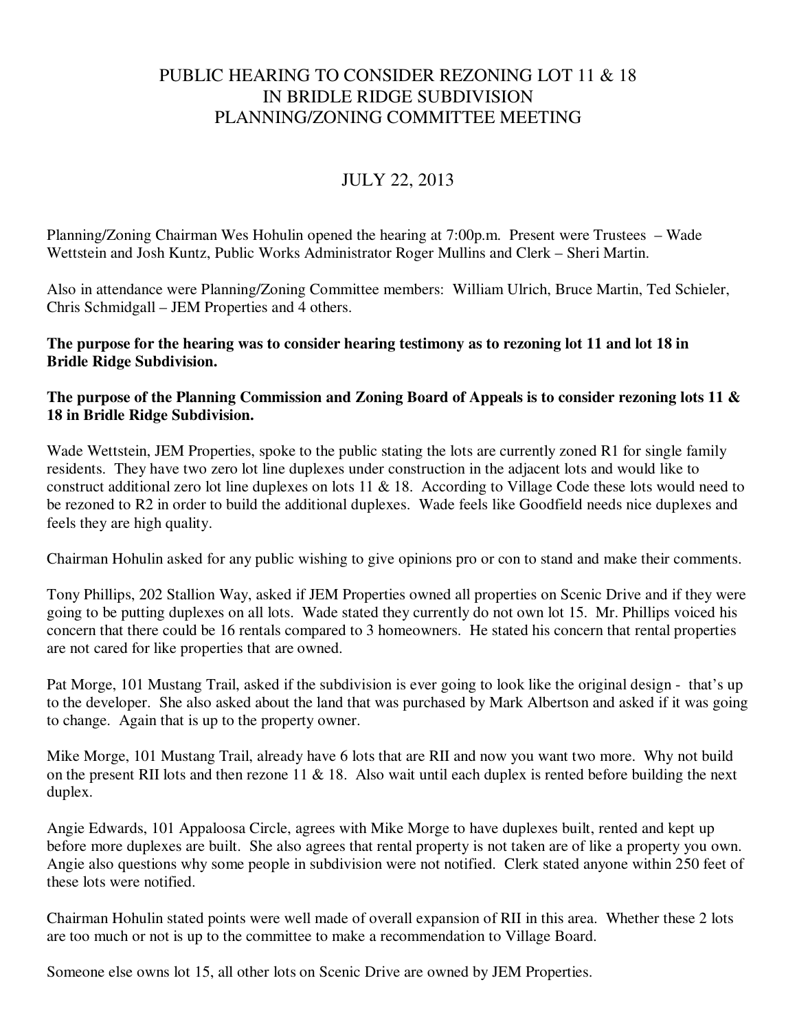# PUBLIC HEARING TO CONSIDER REZONING LOT 11 & 18 IN BRIDLE RIDGE SUBDIVISION PLANNING/ZONING COMMITTEE MEETING

## JULY 22, 2013

Planning/Zoning Chairman Wes Hohulin opened the hearing at 7:00p.m. Present were Trustees – Wade Wettstein and Josh Kuntz, Public Works Administrator Roger Mullins and Clerk – Sheri Martin.

Also in attendance were Planning/Zoning Committee members: William Ulrich, Bruce Martin, Ted Schieler, Chris Schmidgall – JEM Properties and 4 others.

**The purpose for the hearing was to consider hearing testimony as to rezoning lot 11 and lot 18 in Bridle Ridge Subdivision.**

**The purpose of the Planning Commission and Zoning Board of Appeals is to consider rezoning lots 11 & 18 in Bridle Ridge Subdivision.**

Wade Wettstein, JEM Properties, spoke to the public stating the lots are currently zoned R1 for single family residents. They have two zero lot line duplexes under construction in the adjacent lots and would like to construct additional zero lot line duplexes on lots 11 & 18. According to Village Code these lots would need to be rezoned to R2 in order to build the additional duplexes. Wade feels like Goodfield needs nice duplexes and feels they are high quality.

Chairman Hohulin asked for any public wishing to give opinions pro or con to stand and make their comments.

Tony Phillips, 202 Stallion Way, asked if JEM Properties owned all properties on Scenic Drive and if they were going to be putting duplexes on all lots. Wade stated they currently do not own lot 15. Mr. Phillips voiced his concern that there could be 16 rentals compared to 3 homeowners. He stated his concern that rental properties are not cared for like properties that are owned.

Pat Morge, 101 Mustang Trail, asked if the subdivision is ever going to look like the original design - that's up to the developer. She also asked about the land that was purchased by Mark Albertson and asked if it was going to change. Again that is up to the property owner.

Mike Morge, 101 Mustang Trail, already have 6 lots that are RII and now you want two more. Why not build on the present RII lots and then rezone 11 & 18. Also wait until each duplex is rented before building the next duplex.

Angie Edwards, 101 Appaloosa Circle, agrees with Mike Morge to have duplexes built, rented and kept up before more duplexes are built. She also agrees that rental property is not taken are of like a property you own. Angie also questions why some people in subdivision were not notified. Clerk stated anyone within 250 feet of these lots were notified.

Chairman Hohulin stated points were well made of overall expansion of RII in this area. Whether these 2 lots are too much or not is up to the committee to make a recommendation to Village Board.

Someone else owns lot 15, all other lots on Scenic Drive are owned by JEM Properties.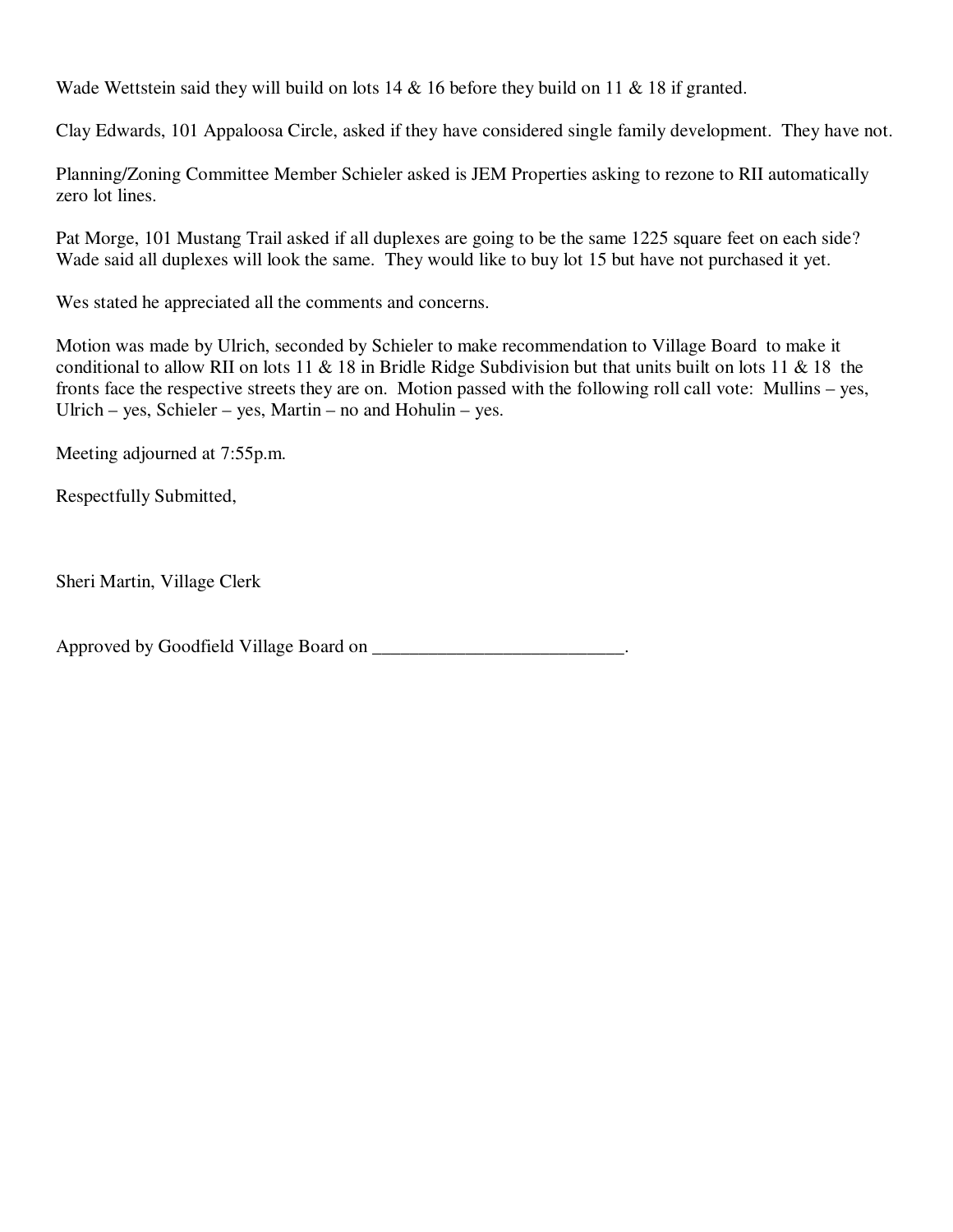Wade Wettstein said they will build on lots 14 & 16 before they build on 11 & 18 if granted.

Clay Edwards, 101 Appaloosa Circle, asked if they have considered single family development. They have not.

Planning/Zoning Committee Member Schieler asked is JEM Properties asking to rezone to RII automatically zero lot lines.

Pat Morge, 101 Mustang Trail asked if all duplexes are going to be the same 1225 square feet on each side? Wade said all duplexes will look the same. They would like to buy lot 15 but have not purchased it yet.

Wes stated he appreciated all the comments and concerns.

Motion was made by Ulrich, seconded by Schieler to make recommendation to Village Board to make it conditional to allow RII on lots 11 & 18 in Bridle Ridge Subdivision but that units built on lots 11 & 18 the fronts face the respective streets they are on. Motion passed with the following roll call vote: Mullins – yes, Ulrich – yes, Schieler – yes, Martin – no and Hohulin – yes.

Meeting adjourned at 7:55p.m.

Respectfully Submitted,

Sheri Martin, Village Clerk

Approved by Goodfield Village Board on ___________________________.